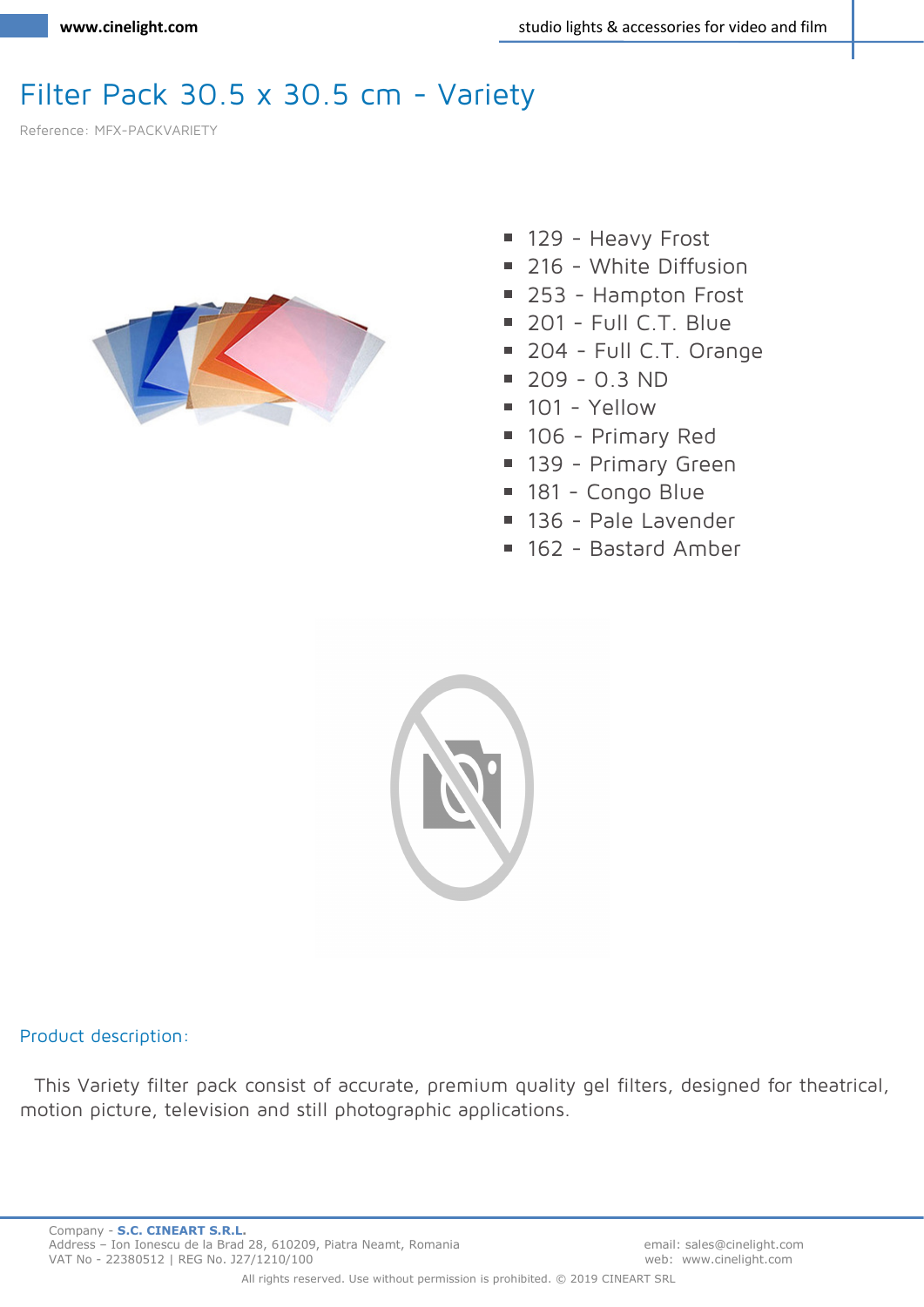# Filter Pack 30.5 x 30.5 cm - Variety

Reference: MFX-PACKVARIETY

- 129 - Heavy Frost
- 216 - White Diffusion
- 253 - Hampton Frost
- 201 - Full C.T. Blue
- 204 - Full C.T. Orange
- 209 - 0.3 ND
- 101 - Yellow
- 106 - Primary Red
- 139 - Primary Green
- 181 - Congo Blue
- 136 - Pale Lavender
- 162 - Bastard Amber

## Product description:

This Variety filter pack consist of accurate, premium quality gel filters, designed for theatrical, motion picture, television and still photographic applications.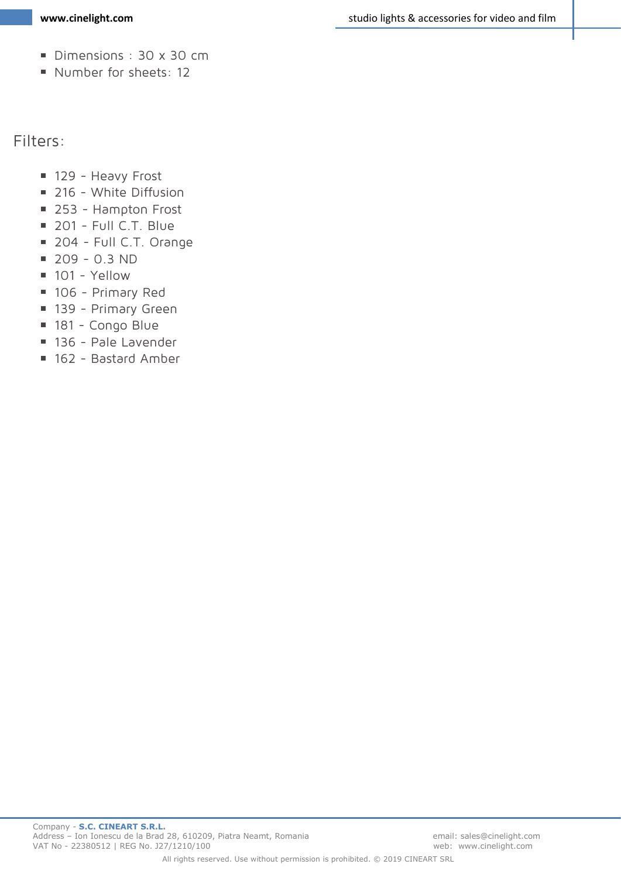- Dimensions : 30 x 30 cm
- Number for sheets: 12

## Filters:

- 129 - Heavy Frost
- 216 - White Diffusion
- 253 - Hampton Frost
- 201 - Full C.T. Blue
- 204 - Full C.T. Orange
- 209 - 0.3 ND
- 101 - Yellow
- 106 - Primary Red
- 139 - Primary Green
- 181 - Congo Blue
- 136 - Pale Lavender
- 162 - Bastard Amber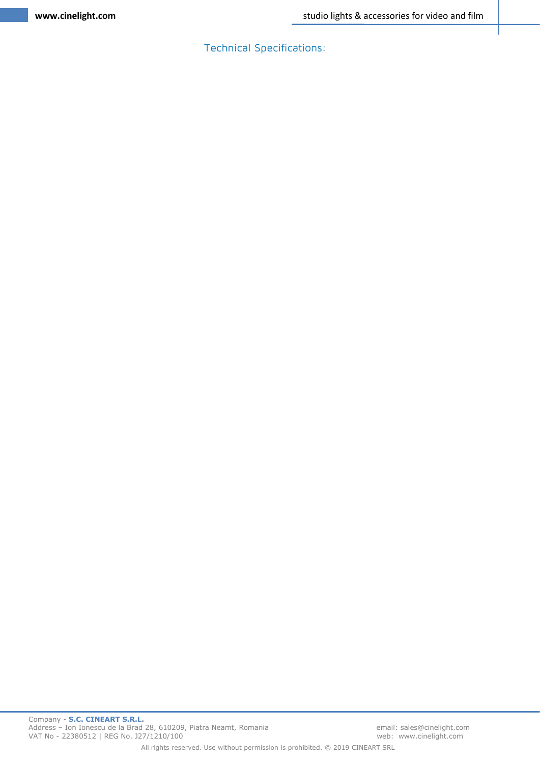## Technical Specifications: